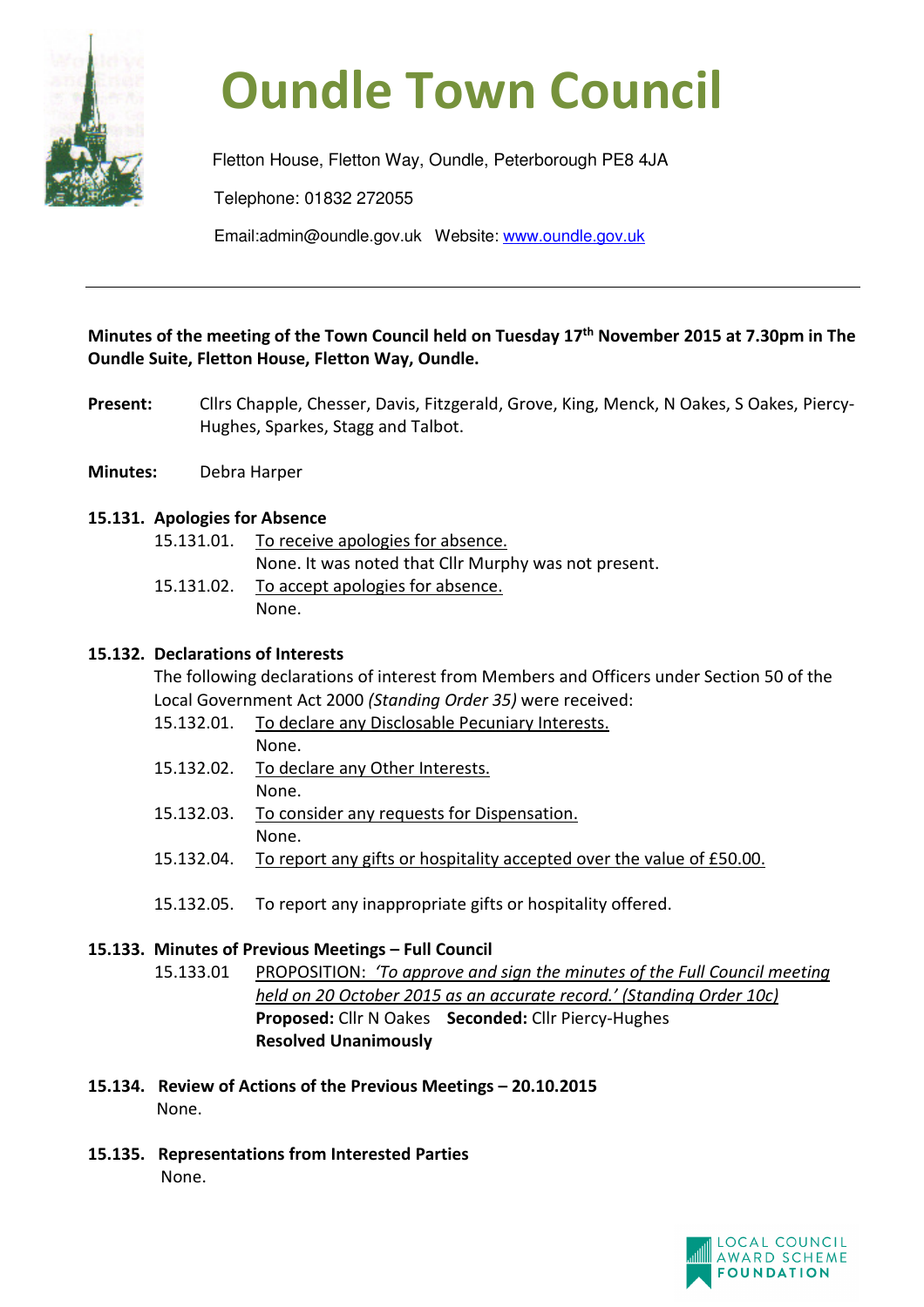# Oundle Town Council

Fletton House, Fletton Way, Oundle, Peterborough PE8 4JA

Telephone: 01832 272055

Email:admin@oundle.gov.uk Website: www.oundle.gov.uk

---

**Minutes of the meeting of the Town Council held on Tuesday 17th November 2015 at 7.30pm in The Oundle Suite, Fletton House, Fletton Way, Oundle.**

**Present:** Cllrs Chapple, Chesser, Davis, Fitzgerald, Grove, King, Menck, N Oakes, S Oakes, Piercy-Hughes, Sparkes, Stagg and Talbot.

**Minutes:** Debra Harper

### 15.131. Apologies for Absence

15.131.01. To receive apologies for absence.
None. It was noted that Cllr Murphy was not present.

15.131.02. To accept apologies for absence.
None.

### 15.132. Declarations of Interests

The following declarations of interest from Members and Officers under Section 50 of the Local Government Act 2000 *(Standing Order 35)* were received:

15.132.01. To declare any Disclosable Pecuniary Interests.
None.

15.132.02. To declare any Other Interests.
None.

15.132.03. To consider any requests for Dispensation.
None.

15.132.04. To report any gifts or hospitality accepted over the value of £50.00.

15.132.05. To report any inappropriate gifts or hospitality offered.

### 15.133. Minutes of Previous Meetings – Full Council

15.133.01 PROPOSITION: *'To approve and sign the minutes of the Full Council meeting held on 20 October 2015 as an accurate record.' (Standing Order 10c)*
**Proposed:** Cllr N Oakes **Seconded:** Cllr Piercy-Hughes
**Resolved Unanimously**

### 15.134. Review of Actions of the Previous Meetings – 20.10.2015

None.

### 15.135. Representations from Interested Parties

None.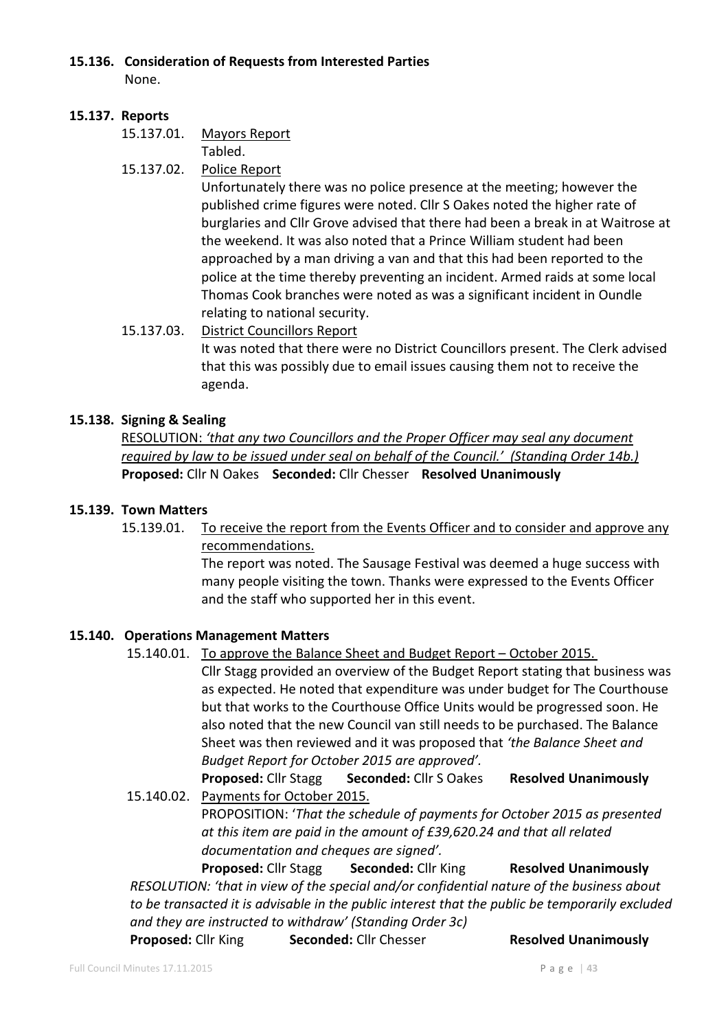**15.136. Consideration of Requests from Interested Parties**

None.

**15.137. Reports**

15.137.01. <u>Mayors Report</u>

Tabled.

15.137.02. <u>Police Report</u>

Unfortunately there was no police presence at the meeting; however the published crime figures were noted. Cllr S Oakes noted the higher rate of burglaries and Cllr Grove advised that there had been a break in at Waitrose at the weekend. It was also noted that a Prince William student had been approached by a man driving a van and that this had been reported to the police at the time thereby preventing an incident. Armed raids at some local Thomas Cook branches were noted as was a significant incident in Oundle relating to national security.

15.137.03. <u>District Councillors Report</u>

It was noted that there were no District Councillors present. The Clerk advised that this was possibly due to email issues causing them not to receive the agenda.

**15.138. Signing & Sealing**

<u>RESOLUTION: *'that any two Councillors and the Proper Officer may seal any document required by law to be issued under seal on behalf of the Council.' (Standing Order 14b.)*</u>

**Proposed:** Cllr N Oakes **Seconded:** Cllr Chesser **Resolved Unanimously**

**15.139. Town Matters**

15.139.01. <u>To receive the report from the Events Officer and to consider and approve any recommendations.</u>

The report was noted. The Sausage Festival was deemed a huge success with many people visiting the town. Thanks were expressed to the Events Officer and the staff who supported her in this event.

**15.140. Operations Management Matters**

15.140.01. <u>To approve the Balance Sheet and Budget Report – October 2015.</u>

Cllr Stagg provided an overview of the Budget Report stating that business was as expected. He noted that expenditure was under budget for The Courthouse but that works to the Courthouse Office Units would be progressed soon. He also noted that the new Council van still needs to be purchased. The Balance Sheet was then reviewed and it was proposed that *'the Balance Sheet and Budget Report for October 2015 are approved'.*

**Proposed:** Cllr Stagg **Seconded:** Cllr S Oakes **Resolved Unanimously**

15.140.02. <u>Payments for October 2015.</u>

PROPOSITION: '*That the schedule of payments for October 2015 as presented at this item are paid in the amount of £39,620.24 and that all related documentation and cheques are signed'.*

**Proposed:** Cllr Stagg **Seconded:** Cllr King **Resolved Unanimously**

*RESOLUTION: 'that in view of the special and/or confidential nature of the business about to be transacted it is advisable in the public interest that the public be temporarily excluded and they are instructed to withdraw' (Standing Order 3c)*

**Proposed:** Cllr King **Seconded:** Cllr Chesser **Resolved Unanimously**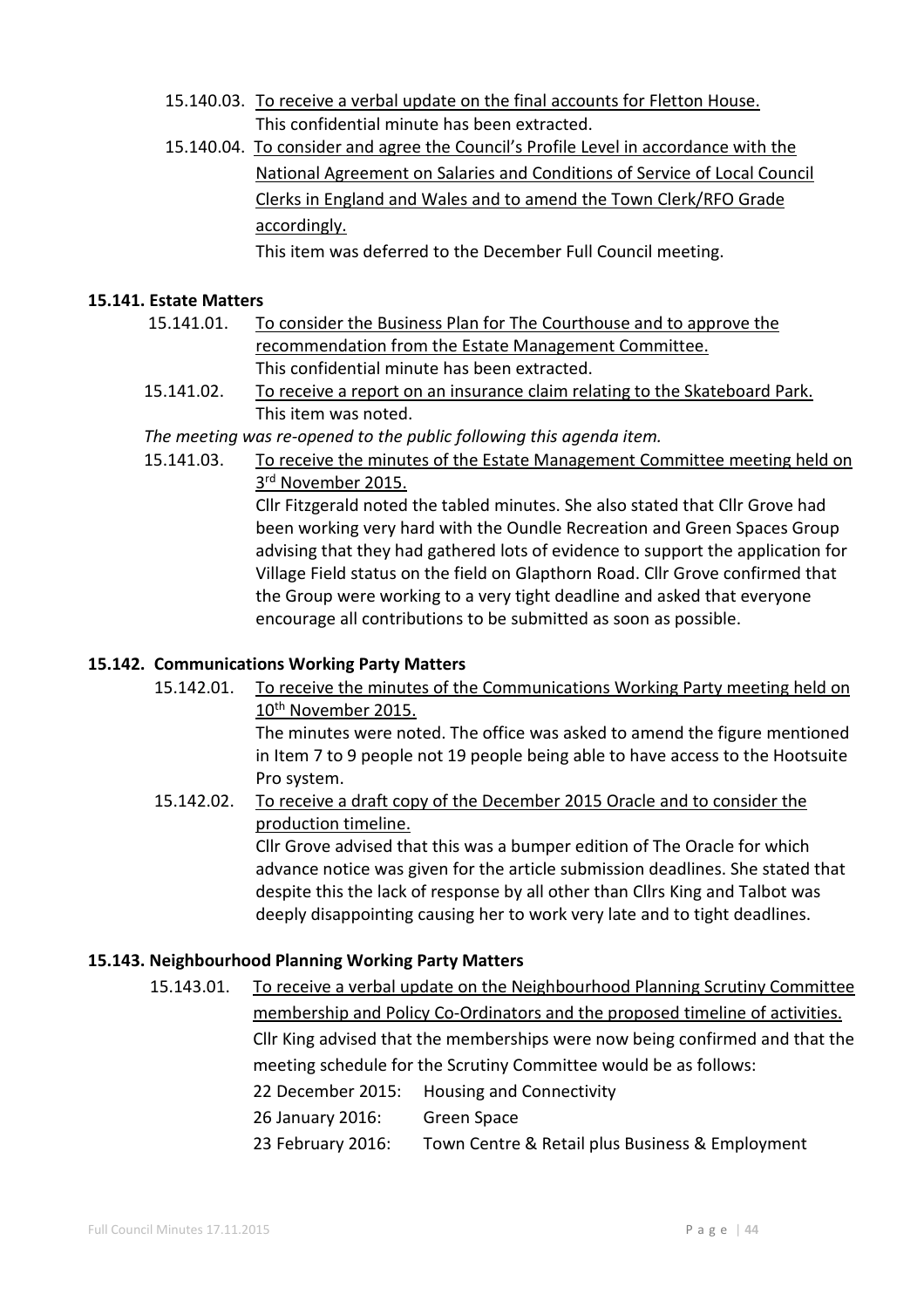15.140.03. To receive a verbal update on the final accounts for Fletton House.

This confidential minute has been extracted.

15.140.04. To consider and agree the Council's Profile Level in accordance with the National Agreement on Salaries and Conditions of Service of Local Council Clerks in England and Wales and to amend the Town Clerk/RFO Grade accordingly.

This item was deferred to the December Full Council meeting.

### 15.141. Estate Matters

15.141.01. To consider the Business Plan for The Courthouse and to approve the recommendation from the Estate Management Committee.

This confidential minute has been extracted.

15.141.02. To receive a report on an insurance claim relating to the Skateboard Park.

This item was noted.

*The meeting was re-opened to the public following this agenda item.*

15.141.03. To receive the minutes of the Estate Management Committee meeting held on 3rd November 2015.

Cllr Fitzgerald noted the tabled minutes. She also stated that Cllr Grove had been working very hard with the Oundle Recreation and Green Spaces Group advising that they had gathered lots of evidence to support the application for Village Field status on the field on Glapthorn Road. Cllr Grove confirmed that the Group were working to a very tight deadline and asked that everyone encourage all contributions to be submitted as soon as possible.

### 15.142. Communications Working Party Matters

15.142.01. To receive the minutes of the Communications Working Party meeting held on 10th November 2015.

The minutes were noted. The office was asked to amend the figure mentioned in Item 7 to 9 people not 19 people being able to have access to the Hootsuite Pro system.

15.142.02. To receive a draft copy of the December 2015 Oracle and to consider the production timeline.

Cllr Grove advised that this was a bumper edition of The Oracle for which advance notice was given for the article submission deadlines. She stated that despite this the lack of response by all other than Cllrs King and Talbot was deeply disappointing causing her to work very late and to tight deadlines.

### 15.143. Neighbourhood Planning Working Party Matters

15.143.01. To receive a verbal update on the Neighbourhood Planning Scrutiny Committee membership and Policy Co-Ordinators and the proposed timeline of activities.

Cllr King advised that the memberships were now being confirmed and that the meeting schedule for the Scrutiny Committee would be as follows:

22 December 2015: Housing and Connectivity

26 January 2016: Green Space

23 February 2016: Town Centre & Retail plus Business & Employment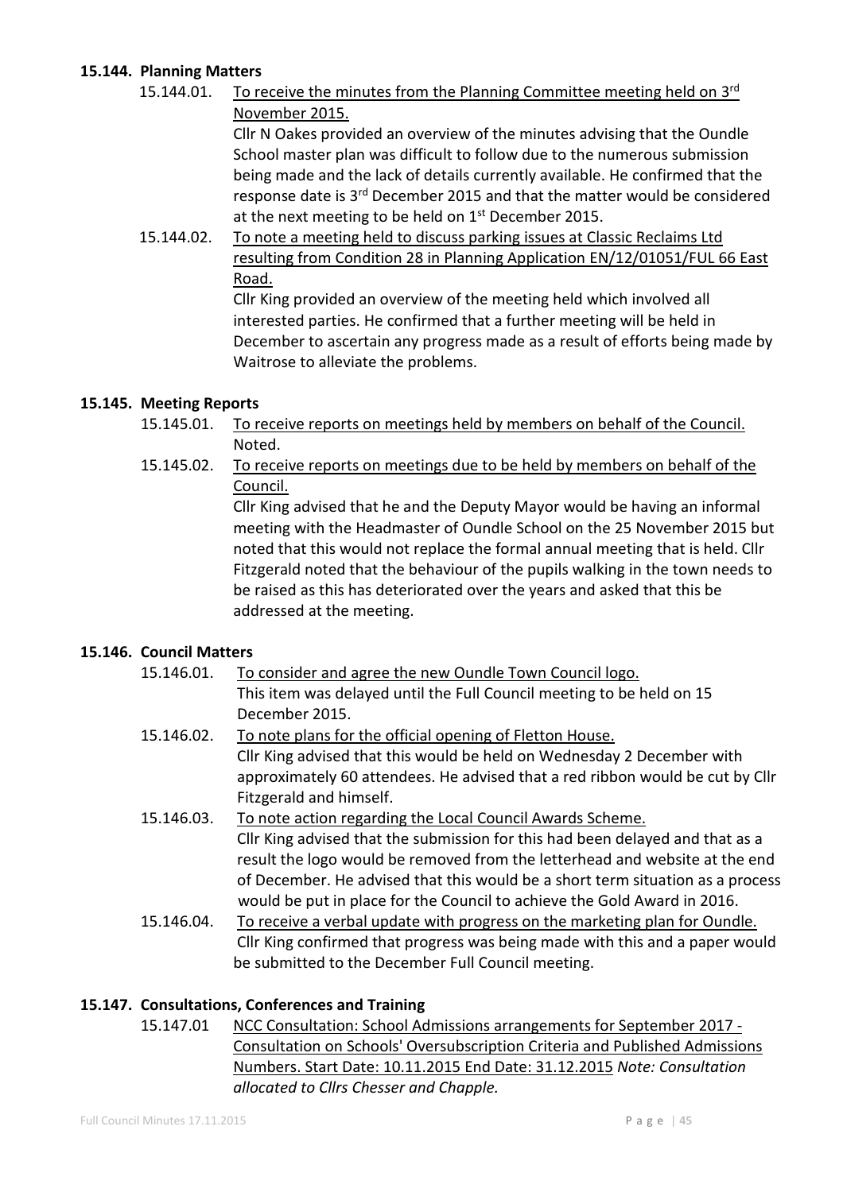**15.144. Planning Matters**

15.144.01. To receive the minutes from the Planning Committee meeting held on 3rd November 2015.

Cllr N Oakes provided an overview of the minutes advising that the Oundle School master plan was difficult to follow due to the numerous submission being made and the lack of details currently available. He confirmed that the response date is 3rd December 2015 and that the matter would be considered at the next meeting to be held on 1st December 2015.

15.144.02. To note a meeting held to discuss parking issues at Classic Reclaims Ltd resulting from Condition 28 in Planning Application EN/12/01051/FUL 66 East Road.

Cllr King provided an overview of the meeting held which involved all interested parties. He confirmed that a further meeting will be held in December to ascertain any progress made as a result of efforts being made by Waitrose to alleviate the problems.

**15.145. Meeting Reports**

15.145.01. To receive reports on meetings held by members on behalf of the Council.

Noted.

15.145.02. To receive reports on meetings due to be held by members on behalf of the Council.

Cllr King advised that he and the Deputy Mayor would be having an informal meeting with the Headmaster of Oundle School on the 25 November 2015 but noted that this would not replace the formal annual meeting that is held. Cllr Fitzgerald noted that the behaviour of the pupils walking in the town needs to be raised as this has deteriorated over the years and asked that this be addressed at the meeting.

**15.146. Council Matters**

15.146.01. To consider and agree the new Oundle Town Council logo.

This item was delayed until the Full Council meeting to be held on 15 December 2015.

15.146.02. To note plans for the official opening of Fletton House.

Cllr King advised that this would be held on Wednesday 2 December with approximately 60 attendees. He advised that a red ribbon would be cut by Cllr Fitzgerald and himself.

15.146.03. To note action regarding the Local Council Awards Scheme.

Cllr King advised that the submission for this had been delayed and that as a result the logo would be removed from the letterhead and website at the end of December. He advised that this would be a short term situation as a process would be put in place for the Council to achieve the Gold Award in 2016.

15.146.04. To receive a verbal update with progress on the marketing plan for Oundle.

Cllr King confirmed that progress was being made with this and a paper would be submitted to the December Full Council meeting.

**15.147. Consultations, Conferences and Training**

15.147.01 NCC Consultation: School Admissions arrangements for September 2017 - Consultation on Schools' Oversubscription Criteria and Published Admissions Numbers. Start Date: 10.11.2015 End Date: 31.12.2015 *Note: Consultation allocated to Cllrs Chesser and Chapple.*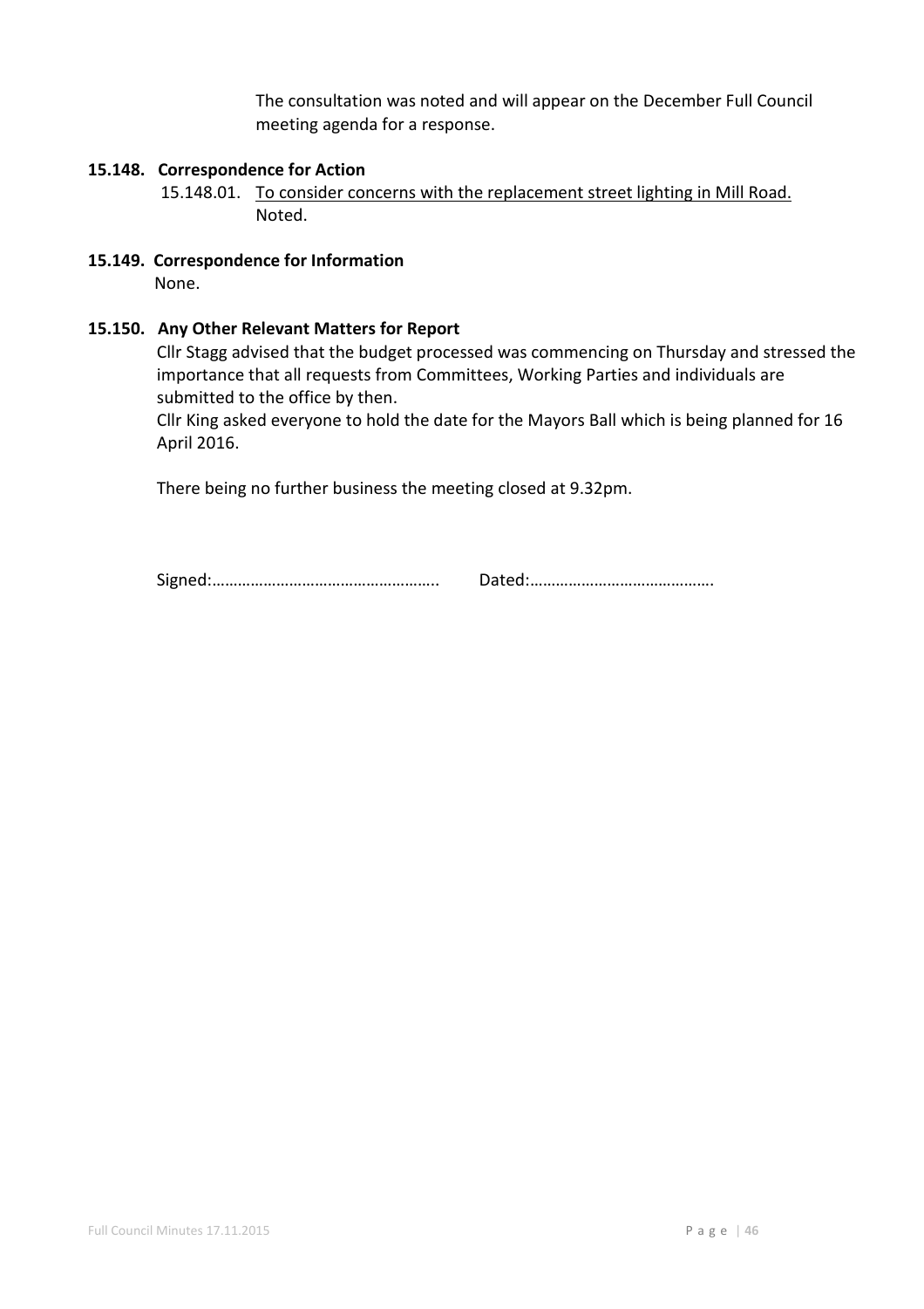The consultation was noted and will appear on the December Full Council meeting agenda for a response.

**15.148. Correspondence for Action**

15.148.01. To consider concerns with the replacement street lighting in Mill Road.
Noted.

**15.149. Correspondence for Information**

None.

**15.150. Any Other Relevant Matters for Report**

Cllr Stagg advised that the budget processed was commencing on Thursday and stressed the importance that all requests from Committees, Working Parties and individuals are submitted to the office by then.
Cllr King asked everyone to hold the date for the Mayors Ball which is being planned for 16 April 2016.

There being no further business the meeting closed at 9.32pm.

Signed:…………………………………………….. Dated:…………………………………….